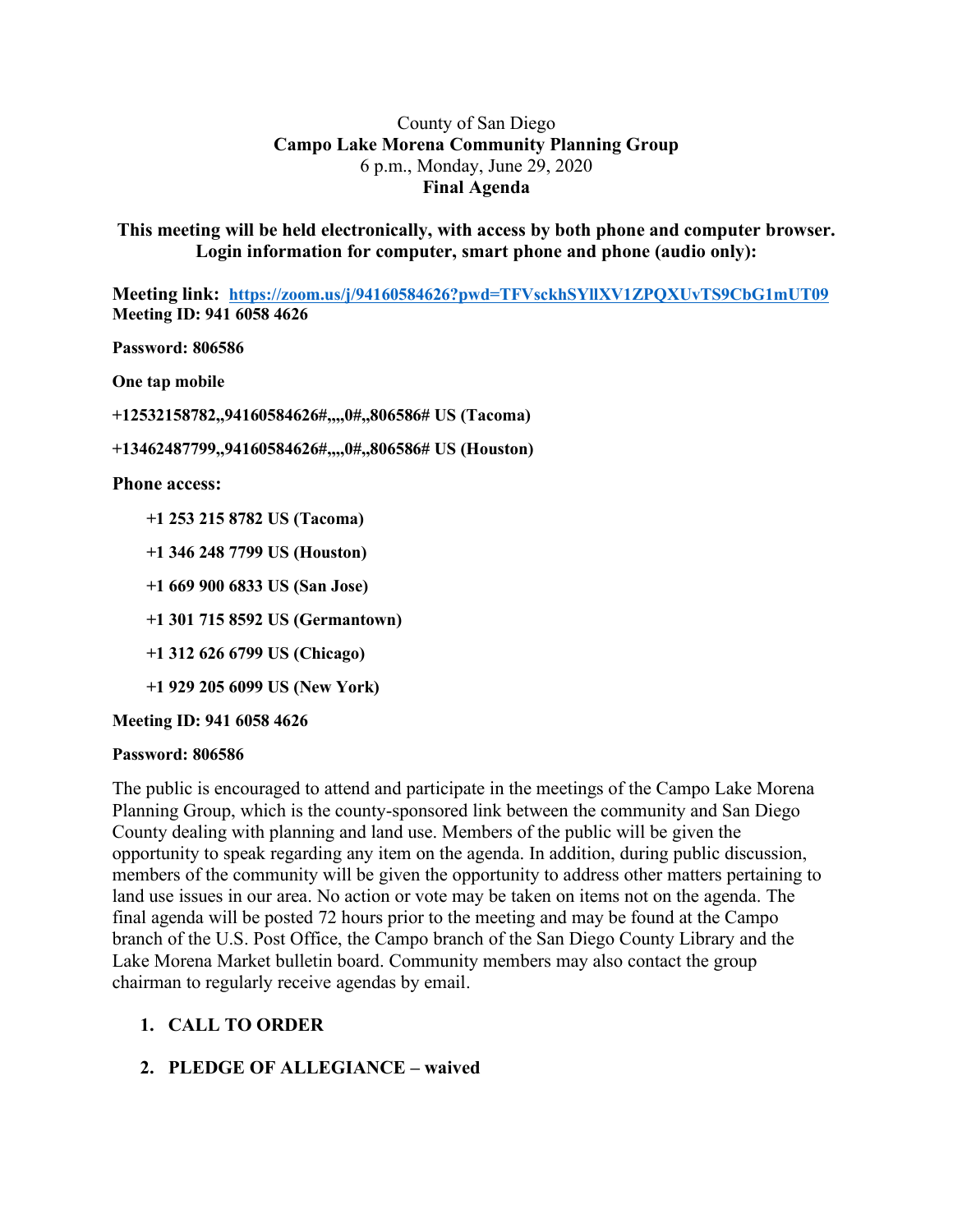County of San Diego

**Campo Lake Morena Community Planning Group**

6 p.m., Monday, June 29, 2020

**Final Agenda**

**This meeting will be held electronically, with access by both phone and computer browser. Login information for computer, smart phone and phone (audio only):**

**Meeting link:** [https://zoom.us/j/94160584626?pwd=TFVsckhSYllXV1ZPQXUvTS9CbG1mUT09](https://zoom.us/j/94160584626?pwd=TFVsckhSYllXV1ZPQXUvTS9CbG1mUT09)

**Meeting ID: 941 6058 4626**

**Password: 806586**

**One tap mobile**

**+12532158782,,94160584626#,,,,0#,,806586# US (Tacoma)**

**+13462487799,,94160584626#,,,,0#,,806586# US (Houston)**

**Phone access:**

**+1 253 215 8782 US (Tacoma)**

**+1 346 248 7799 US (Houston)**

**+1 669 900 6833 US (San Jose)**

**+1 301 715 8592 US (Germantown)**

**+1 312 626 6799 US (Chicago)**

**+1 929 205 6099 US (New York)**

**Meeting ID: 941 6058 4626**

**Password: 806586**

The public is encouraged to attend and participate in the meetings of the Campo Lake Morena Planning Group, which is the county-sponsored link between the community and San Diego County dealing with planning and land use. Members of the public will be given the opportunity to speak regarding any item on the agenda. In addition, during public discussion, members of the community will be given the opportunity to address other matters pertaining to land use issues in our area. No action or vote may be taken on items not on the agenda. The final agenda will be posted 72 hours prior to the meeting and may be found at the Campo branch of the U.S. Post Office, the Campo branch of the San Diego County Library and the Lake Morena Market bulletin board. Community members may also contact the group chairman to regularly receive agendas by email.

1. **CALL TO ORDER**
2. **PLEDGE OF ALLEGIANCE – waived**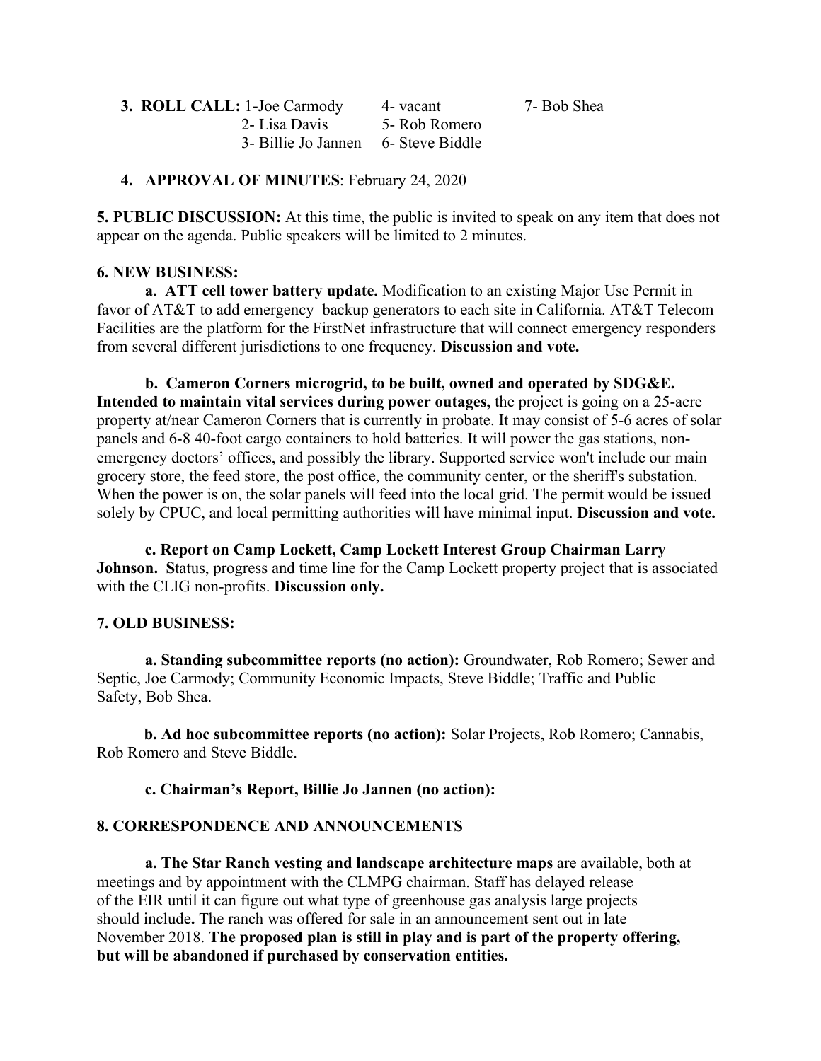**3. ROLL CALL:** 1-Joe Carmody  4- vacant  7- Bob Shea
2- Lisa Davis  5- Rob Romero
3- Billie Jo Jannen  6- Steve Biddle

**4. APPROVAL OF MINUTES**: February 24, 2020

**5. PUBLIC DISCUSSION:** At this time, the public is invited to speak on any item that does not appear on the agenda. Public speakers will be limited to 2 minutes.

**6. NEW BUSINESS:**

**a. ATT cell tower battery update.** Modification to an existing Major Use Permit in favor of AT&T to add emergency backup generators to each site in California. AT&T Telecom Facilities are the platform for the FirstNet infrastructure that will connect emergency responders from several different jurisdictions to one frequency. **Discussion and vote.**

**b. Cameron Corners microgrid, to be built, owned and operated by SDG&E. Intended to maintain vital services during power outages,** the project is going on a 25-acre property at/near Cameron Corners that is currently in probate. It may consist of 5-6 acres of solar panels and 6-8 40-foot cargo containers to hold batteries. It will power the gas stations, non-emergency doctors' offices, and possibly the library. Supported service won't include our main grocery store, the feed store, the post office, the community center, or the sheriff's substation. When the power is on, the solar panels will feed into the local grid. The permit would be issued solely by CPUC, and local permitting authorities will have minimal input. **Discussion and vote.**

**c. Report on Camp Lockett, Camp Lockett Interest Group Chairman Larry Johnson. S**tatus, progress and time line for the Camp Lockett property project that is associated with the CLIG non-profits. **Discussion only.**

**7. OLD BUSINESS:**

**a. Standing subcommittee reports (no action):** Groundwater, Rob Romero; Sewer and Septic, Joe Carmody; Community Economic Impacts, Steve Biddle; Traffic and Public Safety, Bob Shea.

**b. Ad hoc subcommittee reports (no action):** Solar Projects, Rob Romero; Cannabis, Rob Romero and Steve Biddle.

**c. Chairman's Report, Billie Jo Jannen (no action):**

**8. CORRESPONDENCE AND ANNOUNCEMENTS**

**a. The Star Ranch vesting and landscape architecture maps** are available, both at meetings and by appointment with the CLMPG chairman. Staff has delayed release of the EIR until it can figure out what type of greenhouse gas analysis large projects should include**.** The ranch was offered for sale in an announcement sent out in late November 2018. **The proposed plan is still in play and is part of the property offering, but will be abandoned if purchased by conservation entities.**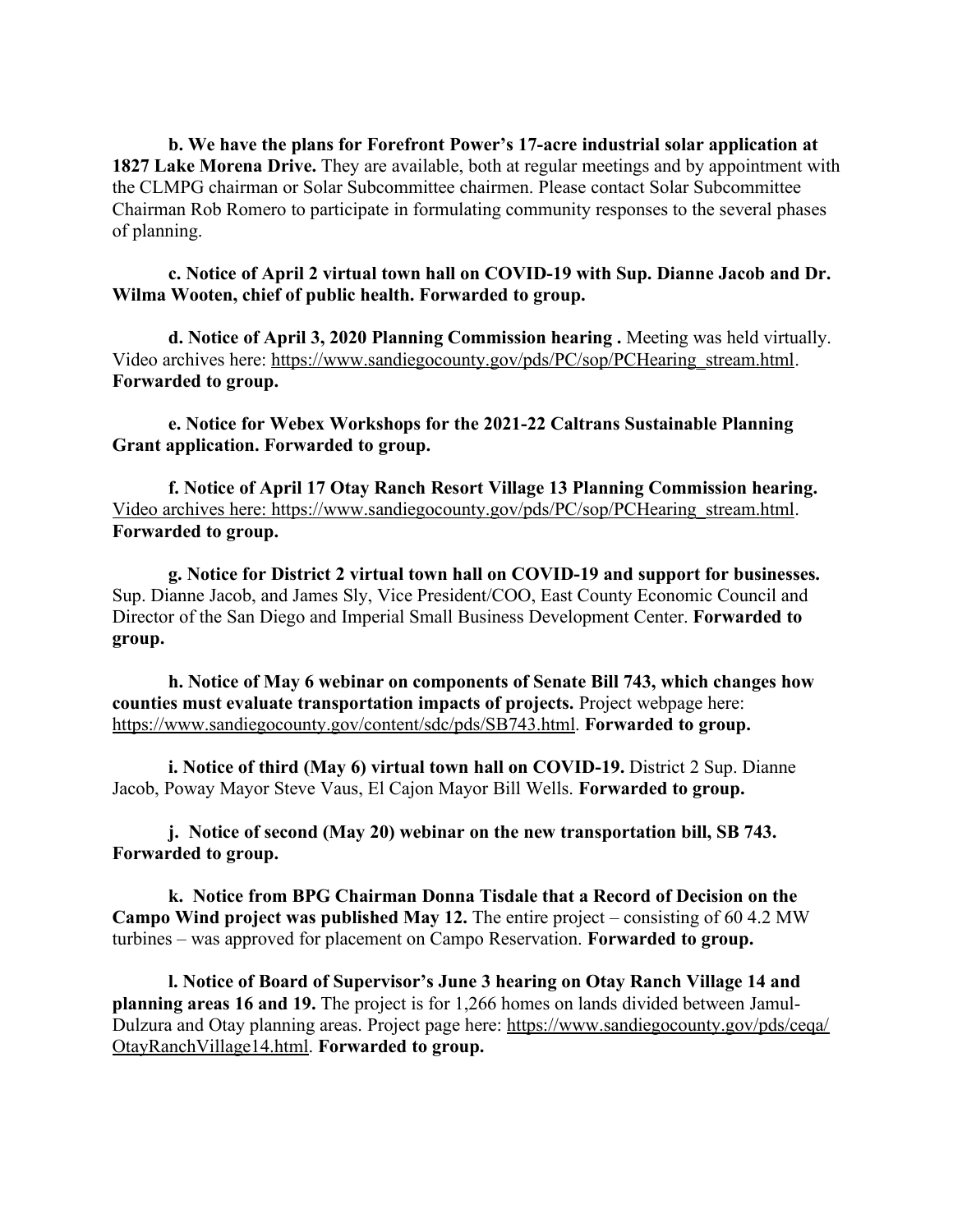**b. We have the plans for Forefront Power's 17-acre industrial solar application at 1827 Lake Morena Drive.** They are available, both at regular meetings and by appointment with the CLMPG chairman or Solar Subcommittee chairmen. Please contact Solar Subcommittee Chairman Rob Romero to participate in formulating community responses to the several phases of planning.

**c. Notice of April 2 virtual town hall on COVID-19 with Sup. Dianne Jacob and Dr. Wilma Wooten, chief of public health. Forwarded to group.**

**d. Notice of April 3, 2020 Planning Commission hearing .** Meeting was held virtually. Video archives here: https://www.sandiegocounty.gov/pds/PC/sop/PCHearing_stream.html. **Forwarded to group.**

**e. Notice for Webex Workshops for the 2021-22 Caltrans Sustainable Planning Grant application. Forwarded to group.**

**f. Notice of April 17 Otay Ranch Resort Village 13 Planning Commission hearing.** Video archives here: https://www.sandiegocounty.gov/pds/PC/sop/PCHearing_stream.html. **Forwarded to group.**

**g. Notice for District 2 virtual town hall on COVID-19 and support for businesses.** Sup. Dianne Jacob, and James Sly, Vice President/COO, East County Economic Council and Director of the San Diego and Imperial Small Business Development Center. **Forwarded to group.**

**h. Notice of May 6 webinar on components of Senate Bill 743, which changes how counties must evaluate transportation impacts of projects.** Project webpage here: https://www.sandiegocounty.gov/content/sdc/pds/SB743.html. **Forwarded to group.**

**i. Notice of third (May 6) virtual town hall on COVID-19.** District 2 Sup. Dianne Jacob, Poway Mayor Steve Vaus, El Cajon Mayor Bill Wells. **Forwarded to group.**

**j. Notice of second (May 20) webinar on the new transportation bill, SB 743. Forwarded to group.**

**k. Notice from BPG Chairman Donna Tisdale that a Record of Decision on the Campo Wind project was published May 12.** The entire project – consisting of 60 4.2 MW turbines – was approved for placement on Campo Reservation. **Forwarded to group.**

**l. Notice of Board of Supervisor's June 3 hearing on Otay Ranch Village 14 and planning areas 16 and 19.** The project is for 1,266 homes on lands divided between Jamul-Dulzura and Otay planning areas. Project page here: https://www.sandiegocounty.gov/pds/ceqa/OtayRanchVillage14.html. **Forwarded to group.**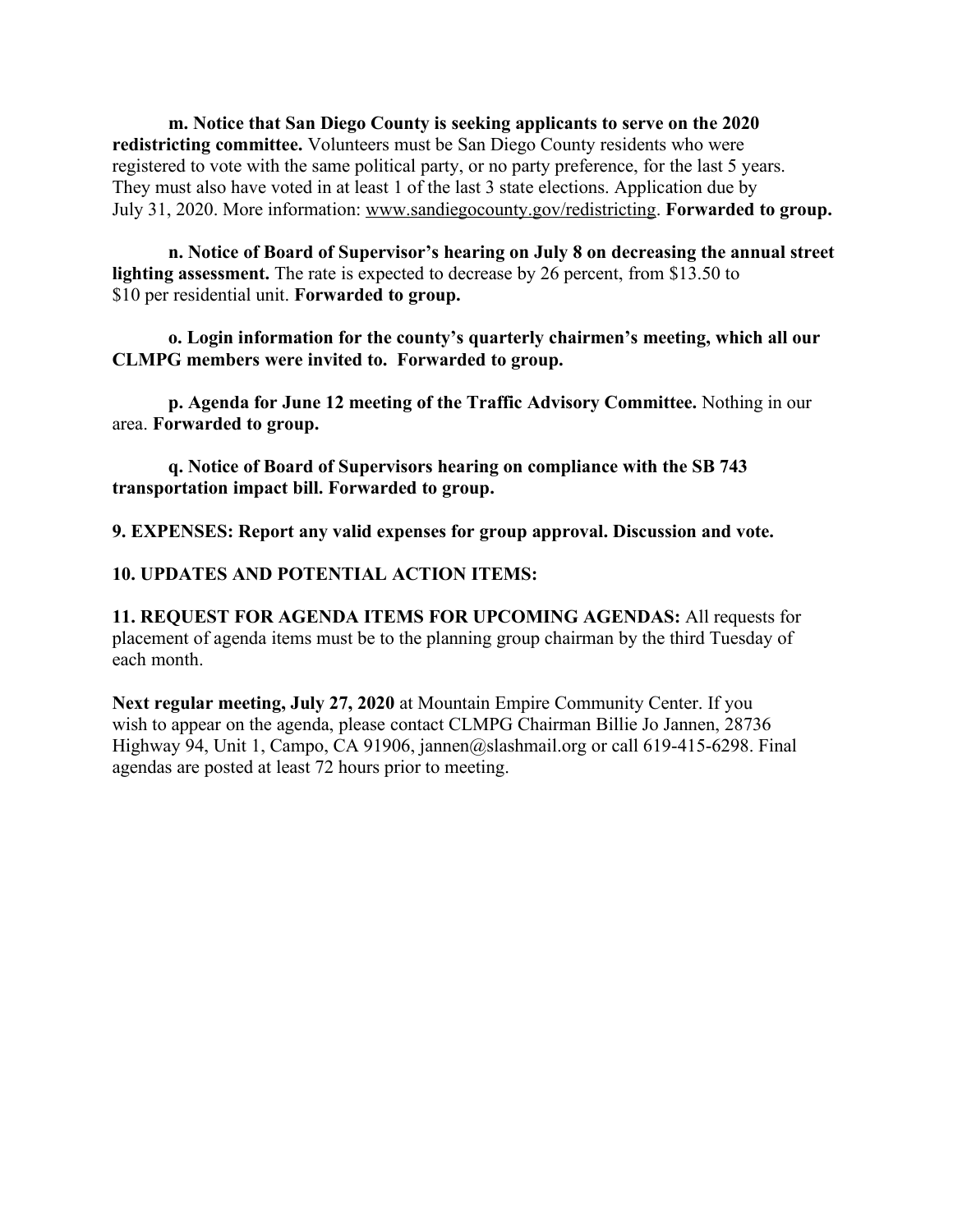**m. Notice that San Diego County is seeking applicants to serve on the 2020 redistricting committee.** Volunteers must be San Diego County residents who were registered to vote with the same political party, or no party preference, for the last 5 years. They must also have voted in at least 1 of the last 3 state elections. Application due by July 31, 2020. More information: www.sandiegocounty.gov/redistricting. **Forwarded to group.**

**n. Notice of Board of Supervisor's hearing on July 8 on decreasing the annual street lighting assessment.** The rate is expected to decrease by 26 percent, from $13.50 to $10 per residential unit. **Forwarded to group.**

**o. Login information for the county's quarterly chairmen's meeting, which all our CLMPG members were invited to. Forwarded to group.**

**p. Agenda for June 12 meeting of the Traffic Advisory Committee.** Nothing in our area. **Forwarded to group.**

**q. Notice of Board of Supervisors hearing on compliance with the SB 743 transportation impact bill. Forwarded to group.**

**9. EXPENSES: Report any valid expenses for group approval. Discussion and vote.**

**10. UPDATES AND POTENTIAL ACTION ITEMS:**

**11. REQUEST FOR AGENDA ITEMS FOR UPCOMING AGENDAS:** All requests for placement of agenda items must be to the planning group chairman by the third Tuesday of each month.

**Next regular meeting, July 27, 2020** at Mountain Empire Community Center. If you wish to appear on the agenda, please contact CLMPG Chairman Billie Jo Jannen, 28736 Highway 94, Unit 1, Campo, CA 91906, jannen@slashmail.org or call 619-415-6298. Final agendas are posted at least 72 hours prior to meeting.